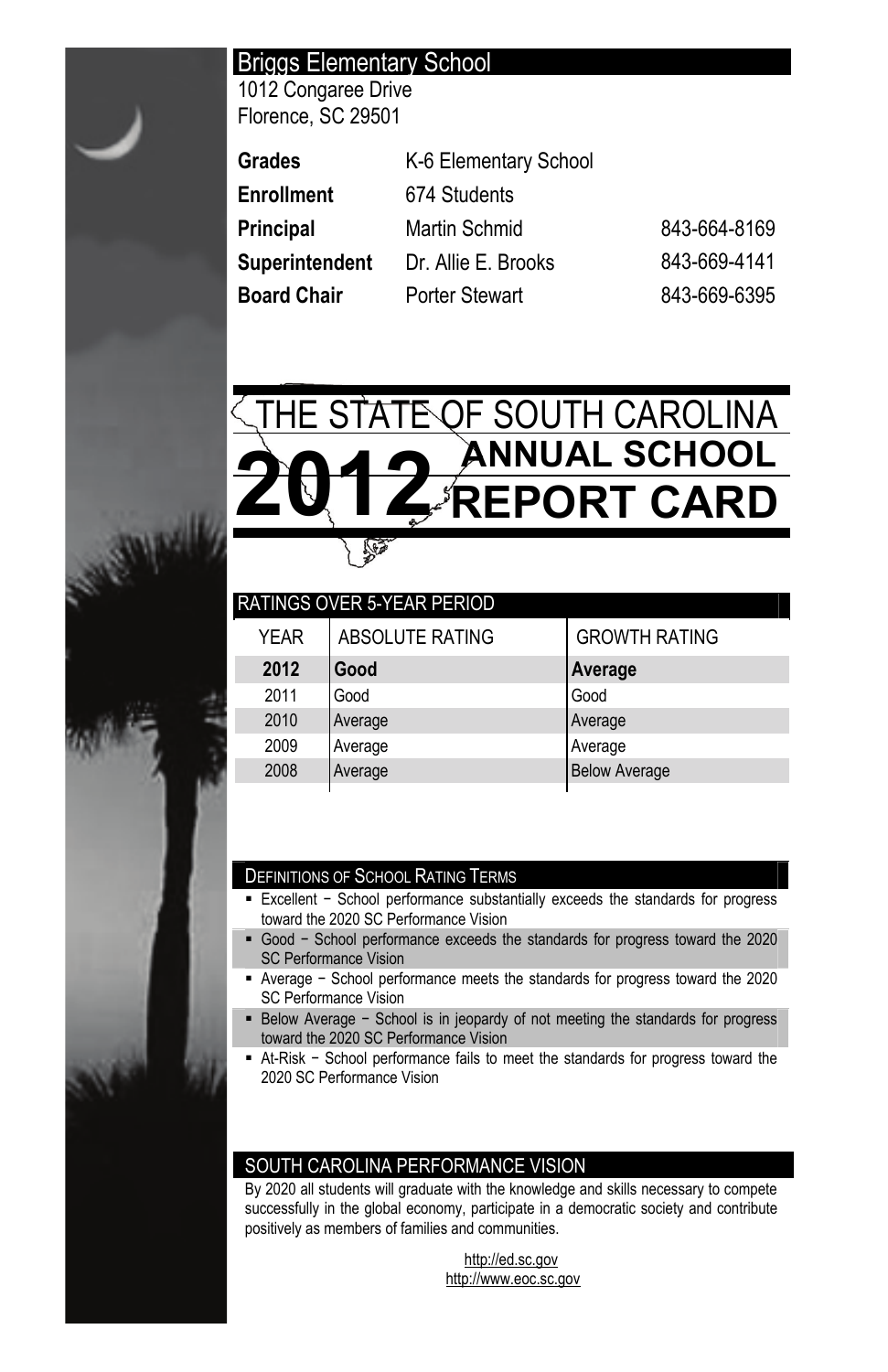## Briggs Elementary School

1012 Congaree Drive
Florence, SC 29501

| | | |
|---|---|---|
| **Grades** | K-6 Elementary School | |
| **Enrollment** | 674 Students | |
| **Principal** | Martin Schmid | 843-664-8169 |
| **Superintendent** | Dr. Allie E. Brooks | 843-669-4141 |
| **Board Chair** | Porter Stewart | 843-669-6395 |

# THE STATE OF SOUTH CAROLINA 2012 ANNUAL SCHOOL REPORT CARD

## RATINGS OVER 5-YEAR PERIOD

| YEAR | ABSOLUTE RATING | GROWTH RATING |
|---|---|---|
| **2012** | **Good** | **Average** |
| 2011 | Good | Good |
| 2010 | Average | Average |
| 2009 | Average | Average |
| 2008 | Average | Below Average |

## DEFINITIONS OF SCHOOL RATING TERMS

- Excellent − School performance substantially exceeds the standards for progress toward the 2020 SC Performance Vision
- Good − School performance exceeds the standards for progress toward the 2020 SC Performance Vision
- Average − School performance meets the standards for progress toward the 2020 SC Performance Vision
- Below Average − School is in jeopardy of not meeting the standards for progress toward the 2020 SC Performance Vision
- At-Risk − School performance fails to meet the standards for progress toward the 2020 SC Performance Vision

## SOUTH CAROLINA PERFORMANCE VISION

By 2020 all students will graduate with the knowledge and skills necessary to compete successfully in the global economy, participate in a democratic society and contribute positively as members of families and communities.

http://ed.sc.gov
http://www.eoc.sc.gov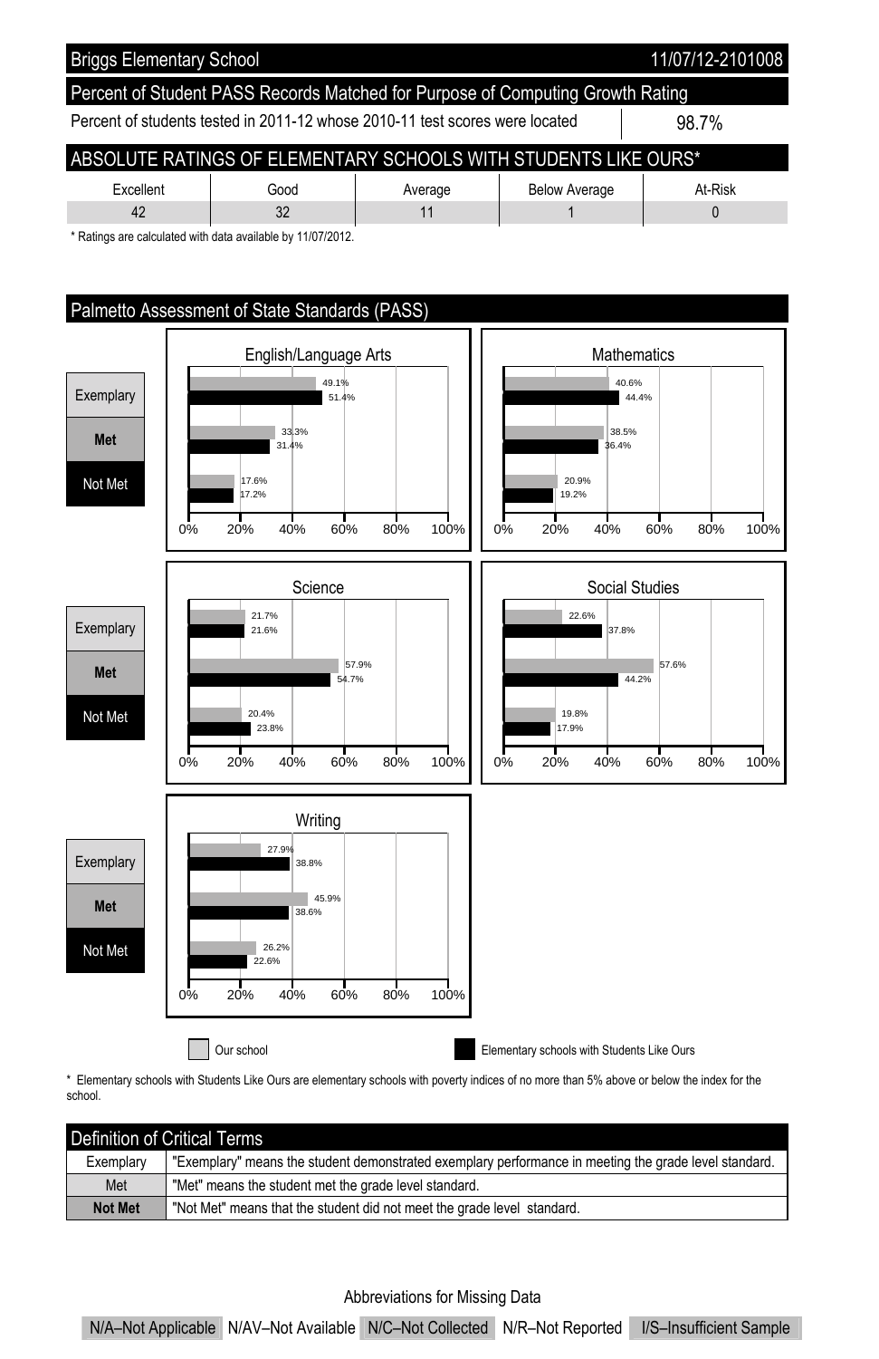## Briggs Elementary School

11/07/12-2101008

### Percent of Student PASS Records Matched for Purpose of Computing Growth Rating

| Percent of students tested in 2011-12 whose 2010-11 test scores were located | 98.7% |
|---|---|

### ABSOLUTE RATINGS OF ELEMENTARY SCHOOLS WITH STUDENTS LIKE OURS*

| Excellent | Good | Average | Below Average | At-Risk |
|---|---|---|---|---|
| 42 | 32 | 11 | 1 | 0 |

\* Ratings are calculated with data available by 11/07/2012.

### Palmetto Assessment of State Standards (PASS)

**English/Language Arts**

| | Our school | Elementary schools with Students Like Ours |
|---|---|---|
| Exemplary | 49.1% | 51.4% |
| Met | 33.3% | 31.4% |
| Not Met | 17.6% | 17.2% |

**Mathematics**

| | Our school | Elementary schools with Students Like Ours |
|---|---|---|
| Exemplary | 40.6% | 44.4% |
| Met | 38.5% | 36.4% |
| Not Met | 20.9% | 19.2% |

**Science**

| | Our school | Elementary schools with Students Like Ours |
|---|---|---|
| Exemplary | 21.7% | 21.6% |
| Met | 57.9% | 54.7% |
| Not Met | 20.4% | 23.8% |

**Social Studies**

| | Our school | Elementary schools with Students Like Ours |
|---|---|---|
| Exemplary | 22.6% | 37.8% |
| Met | 57.6% | 44.2% |
| Not Met | 19.8% | 17.9% |

**Writing**

| | Our school | Elementary schools with Students Like Ours |
|---|---|---|
| Exemplary | 27.9% | 38.8% |
| Met | 45.9% | 38.6% |
| Not Met | 26.2% | 22.6% |

\* Elementary schools with Students Like Ours are elementary schools with poverty indices of no more than 5% above or below the index for the school.

### Definition of Critical Terms

| Term | Definition |
|---|---|
| Exemplary | "Exemplary" means the student demonstrated exemplary performance in meeting the grade level standard. |
| Met | "Met" means the student met the grade level standard. |
| **Not Met** | "Not Met" means that the student did not meet the grade level standard. |

Abbreviations for Missing Data

N/A–Not Applicable | N/AV–Not Available | N/C–Not Collected | N/R–Not Reported | I/S–Insufficient Sample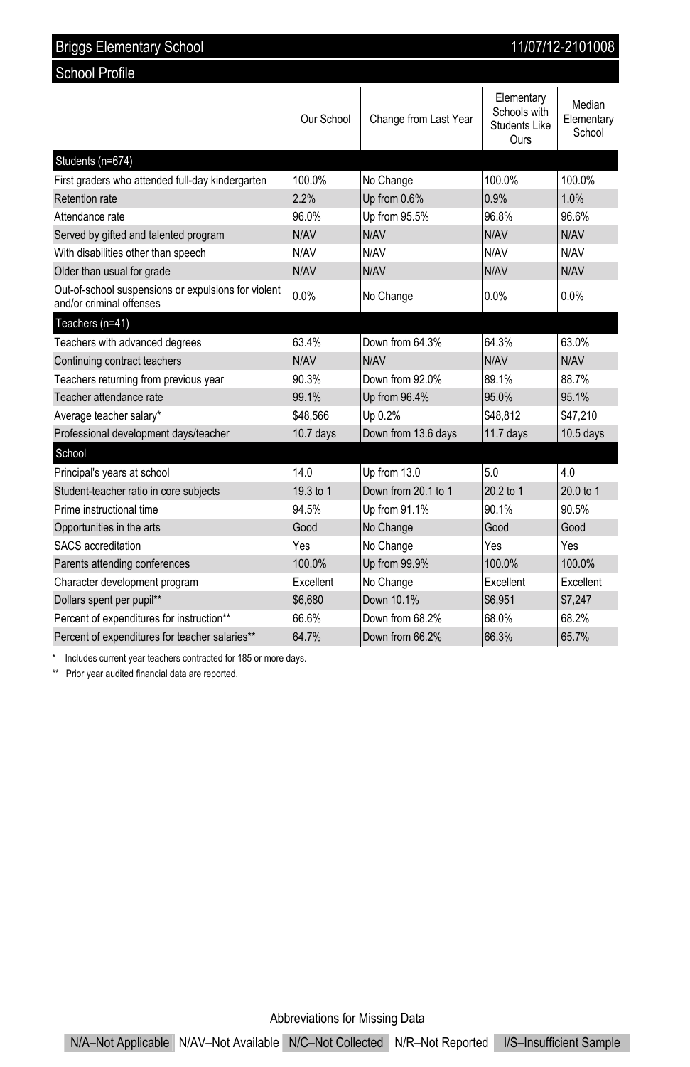# Briggs Elementary School

11/07/12-2101008

## School Profile

| | Our School | Change from Last Year | Elementary Schools with Students Like Ours | Median Elementary School |
|---|---|---|---|---|
| **Students (n=674)** | | | | |
| First graders who attended full-day kindergarten | 100.0% | No Change | 100.0% | 100.0% |
| Retention rate | 2.2% | Up from 0.6% | 0.9% | 1.0% |
| Attendance rate | 96.0% | Up from 95.5% | 96.8% | 96.6% |
| Served by gifted and talented program | N/AV | N/AV | N/AV | N/AV |
| With disabilities other than speech | N/AV | N/AV | N/AV | N/AV |
| Older than usual for grade | N/AV | N/AV | N/AV | N/AV |
| Out-of-school suspensions or expulsions for violent and/or criminal offenses | 0.0% | No Change | 0.0% | 0.0% |
| **Teachers (n=41)** | | | | |
| Teachers with advanced degrees | 63.4% | Down from 64.3% | 64.3% | 63.0% |
| Continuing contract teachers | N/AV | N/AV | N/AV | N/AV |
| Teachers returning from previous year | 90.3% | Down from 92.0% | 89.1% | 88.7% |
| Teacher attendance rate | 99.1% | Up from 96.4% | 95.0% | 95.1% |
| Average teacher salary* | $48,566 | Up 0.2% | $48,812 | $47,210 |
| Professional development days/teacher | 10.7 days | Down from 13.6 days | 11.7 days | 10.5 days |
| **School** | | | | |
| Principal's years at school | 14.0 | Up from 13.0 | 5.0 | 4.0 |
| Student-teacher ratio in core subjects | 19.3 to 1 | Down from 20.1 to 1 | 20.2 to 1 | 20.0 to 1 |
| Prime instructional time | 94.5% | Up from 91.1% | 90.1% | 90.5% |
| Opportunities in the arts | Good | No Change | Good | Good |
| SACS accreditation | Yes | No Change | Yes | Yes |
| Parents attending conferences | 100.0% | Up from 99.9% | 100.0% | 100.0% |
| Character development program | Excellent | No Change | Excellent | Excellent |
| Dollars spent per pupil** | $6,680 | Down 10.1% | $6,951 | $7,247 |
| Percent of expenditures for instruction** | 66.6% | Down from 68.2% | 68.0% | 68.2% |
| Percent of expenditures for teacher salaries** | 64.7% | Down from 66.2% | 66.3% | 65.7% |

\* Includes current year teachers contracted for 185 or more days.

\*\* Prior year audited financial data are reported.

Abbreviations for Missing Data

N/A–Not Applicable | N/AV–Not Available | N/C–Not Collected | N/R–Not Reported | I/S–Insufficient Sample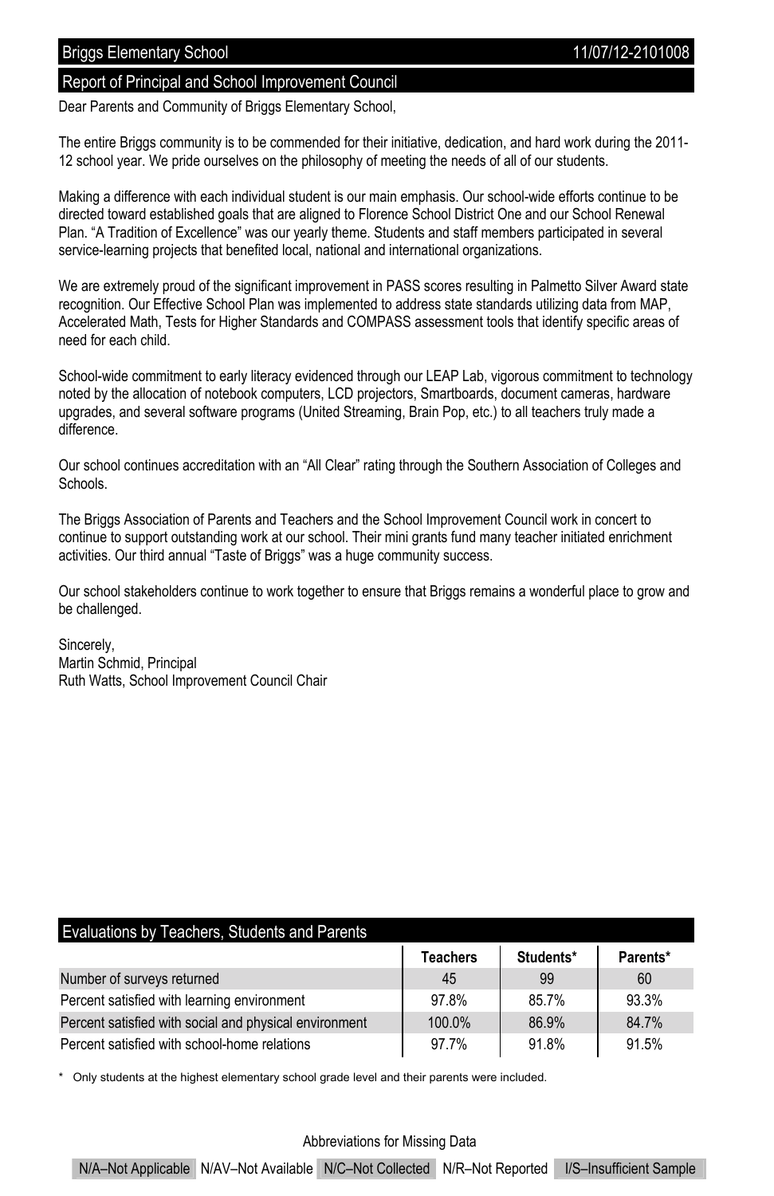## Report of Principal and School Improvement Council

Dear Parents and Community of Briggs Elementary School,

The entire Briggs community is to be commended for their initiative, dedication, and hard work during the 2011-12 school year. We pride ourselves on the philosophy of meeting the needs of all of our students.

Making a difference with each individual student is our main emphasis. Our school-wide efforts continue to be directed toward established goals that are aligned to Florence School District One and our School Renewal Plan. "A Tradition of Excellence" was our yearly theme. Students and staff members participated in several service-learning projects that benefited local, national and international organizations.

We are extremely proud of the significant improvement in PASS scores resulting in Palmetto Silver Award state recognition. Our Effective School Plan was implemented to address state standards utilizing data from MAP, Accelerated Math, Tests for Higher Standards and COMPASS assessment tools that identify specific areas of need for each child.

School-wide commitment to early literacy evidenced through our LEAP Lab, vigorous commitment to technology noted by the allocation of notebook computers, LCD projectors, Smartboards, document cameras, hardware upgrades, and several software programs (United Streaming, Brain Pop, etc.) to all teachers truly made a difference.

Our school continues accreditation with an "All Clear" rating through the Southern Association of Colleges and Schools.

The Briggs Association of Parents and Teachers and the School Improvement Council work in concert to continue to support outstanding work at our school. Their mini grants fund many teacher initiated enrichment activities. Our third annual "Taste of Briggs" was a huge community success.

Our school stakeholders continue to work together to ensure that Briggs remains a wonderful place to grow and be challenged.

Sincerely,
Martin Schmid, Principal
Ruth Watts, School Improvement Council Chair

## Evaluations by Teachers, Students and Parents

| | Teachers | Students* | Parents* |
|---|---|---|---|
| Number of surveys returned | 45 | 99 | 60 |
| Percent satisfied with learning environment | 97.8% | 85.7% | 93.3% |
| Percent satisfied with social and physical environment | 100.0% | 86.9% | 84.7% |
| Percent satisfied with school-home relations | 97.7% | 91.8% | 91.5% |

\* Only students at the highest elementary school grade level and their parents were included.

Abbreviations for Missing Data

N/A–Not Applicable | N/AV–Not Available | N/C–Not Collected | N/R–Not Reported | I/S–Insufficient Sample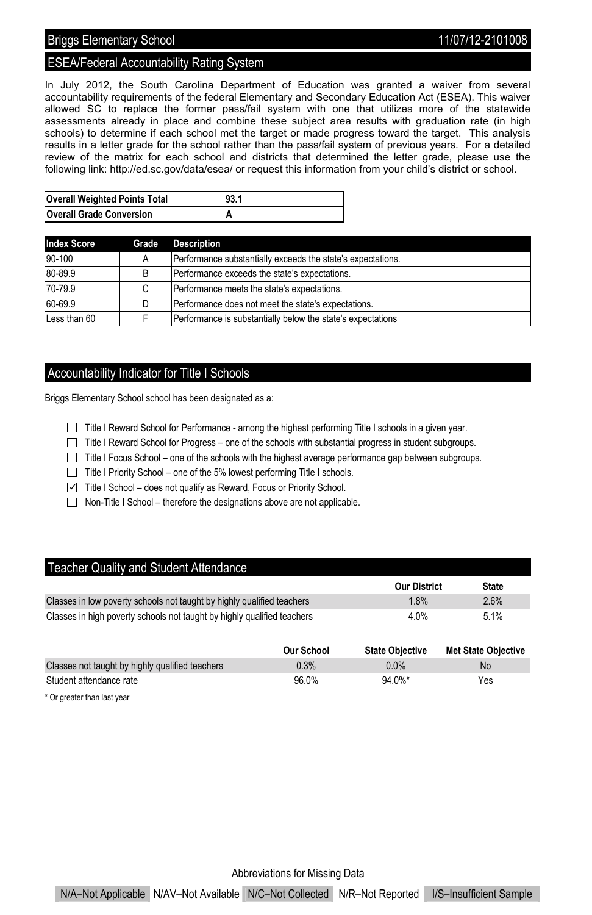## Briggs Elementary School 11/07/12-2101008

## ESEA/Federal Accountability Rating System

In July 2012, the South Carolina Department of Education was granted a waiver from several accountability requirements of the federal Elementary and Secondary Education Act (ESEA). This waiver allowed SC to replace the former pass/fail system with one that utilizes more of the statewide assessments already in place and combine these subject area results with graduation rate (in high schools) to determine if each school met the target or made progress toward the target. This analysis results in a letter grade for the school rather than the pass/fail system of previous years. For a detailed review of the matrix for each school and districts that determined the letter grade, please use the following link: http://ed.sc.gov/data/esea/ or request this information from your child's district or school.

| Overall Weighted Points Total | 93.1 |
|---|---|
| **Overall Grade Conversion** | **A** |

| Index Score | Grade | Description |
|---|---|---|
| 90-100 | A | Performance substantially exceeds the state's expectations. |
| 80-89.9 | B | Performance exceeds the state's expectations. |
| 70-79.9 | C | Performance meets the state's expectations. |
| 60-69.9 | D | Performance does not meet the state's expectations. |
| Less than 60 | F | Performance is substantially below the state's expectations |

## Accountability Indicator for Title I Schools

Briggs Elementary School school has been designated as a:

- ☐ Title I Reward School for Performance - among the highest performing Title I schools in a given year.
- ☐ Title I Reward School for Progress – one of the schools with substantial progress in student subgroups.
- ☐ Title I Focus School – one of the schools with the highest average performance gap between subgroups.
- ☐ Title I Priority School – one of the 5% lowest performing Title I schools.
- ☑ Title I School – does not qualify as Reward, Focus or Priority School.
- ☐ Non-Title I School – therefore the designations above are not applicable.

## Teacher Quality and Student Attendance

| | Our District | State |
|---|---|---|
| Classes in low poverty schools not taught by highly qualified teachers | 1.8% | 2.6% |
| Classes in high poverty schools not taught by highly qualified teachers | 4.0% | 5.1% |

| | Our School | State Objective | Met State Objective |
|---|---|---|---|
| Classes not taught by highly qualified teachers | 0.3% | 0.0% | No |
| Student attendance rate | 96.0% | 94.0%* | Yes |

\* Or greater than last year

Abbreviations for Missing Data

N/A–Not Applicable N/AV–Not Available N/C–Not Collected N/R–Not Reported I/S–Insufficient Sample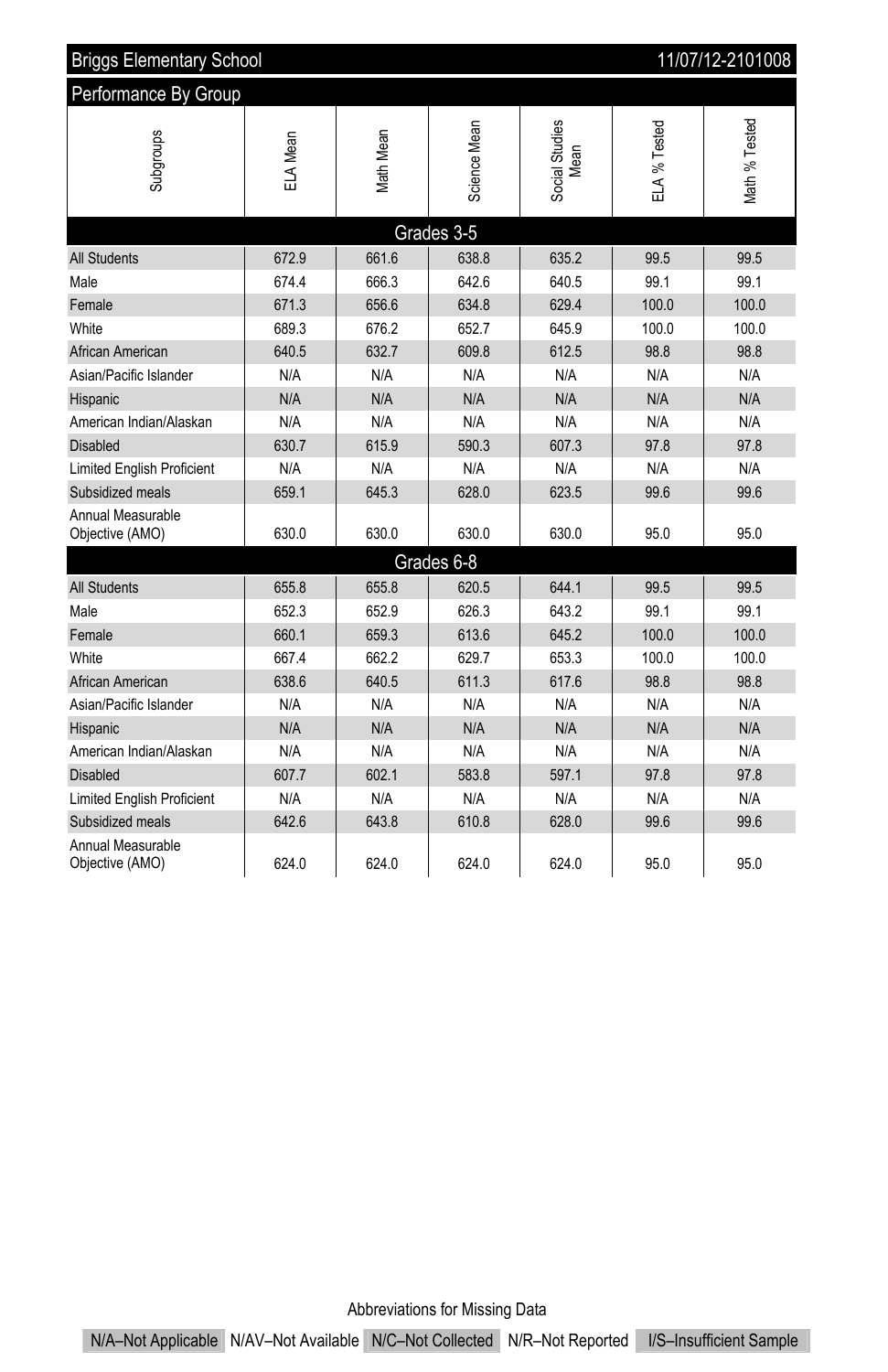## Briggs Elementary School — 11/07/12-2101008

### Performance By Group

| Subgroups | ELA Mean | Math Mean | Science Mean | Social Studies Mean | ELA % Tested | Math % Tested |
|---|---|---|---|---|---|---|
| **Grades 3-5** | | | | | | |
| All Students | 672.9 | 661.6 | 638.8 | 635.2 | 99.5 | 99.5 |
| Male | 674.4 | 666.3 | 642.6 | 640.5 | 99.1 | 99.1 |
| Female | 671.3 | 656.6 | 634.8 | 629.4 | 100.0 | 100.0 |
| White | 689.3 | 676.2 | 652.7 | 645.9 | 100.0 | 100.0 |
| African American | 640.5 | 632.7 | 609.8 | 612.5 | 98.8 | 98.8 |
| Asian/Pacific Islander | N/A | N/A | N/A | N/A | N/A | N/A |
| Hispanic | N/A | N/A | N/A | N/A | N/A | N/A |
| American Indian/Alaskan | N/A | N/A | N/A | N/A | N/A | N/A |
| Disabled | 630.7 | 615.9 | 590.3 | 607.3 | 97.8 | 97.8 |
| Limited English Proficient | N/A | N/A | N/A | N/A | N/A | N/A |
| Subsidized meals | 659.1 | 645.3 | 628.0 | 623.5 | 99.6 | 99.6 |
| Annual Measurable Objective (AMO) | 630.0 | 630.0 | 630.0 | 630.0 | 95.0 | 95.0 |
| **Grades 6-8** | | | | | | |
| All Students | 655.8 | 655.8 | 620.5 | 644.1 | 99.5 | 99.5 |
| Male | 652.3 | 652.9 | 626.3 | 643.2 | 99.1 | 99.1 |
| Female | 660.1 | 659.3 | 613.6 | 645.2 | 100.0 | 100.0 |
| White | 667.4 | 662.2 | 629.7 | 653.3 | 100.0 | 100.0 |
| African American | 638.6 | 640.5 | 611.3 | 617.6 | 98.8 | 98.8 |
| Asian/Pacific Islander | N/A | N/A | N/A | N/A | N/A | N/A |
| Hispanic | N/A | N/A | N/A | N/A | N/A | N/A |
| American Indian/Alaskan | N/A | N/A | N/A | N/A | N/A | N/A |
| Disabled | 607.7 | 602.1 | 583.8 | 597.1 | 97.8 | 97.8 |
| Limited English Proficient | N/A | N/A | N/A | N/A | N/A | N/A |
| Subsidized meals | 642.6 | 643.8 | 610.8 | 628.0 | 99.6 | 99.6 |
| Annual Measurable Objective (AMO) | 624.0 | 624.0 | 624.0 | 624.0 | 95.0 | 95.0 |

Abbreviations for Missing Data

N/A–Not Applicable | N/AV–Not Available | N/C–Not Collected | N/R–Not Reported | I/S–Insufficient Sample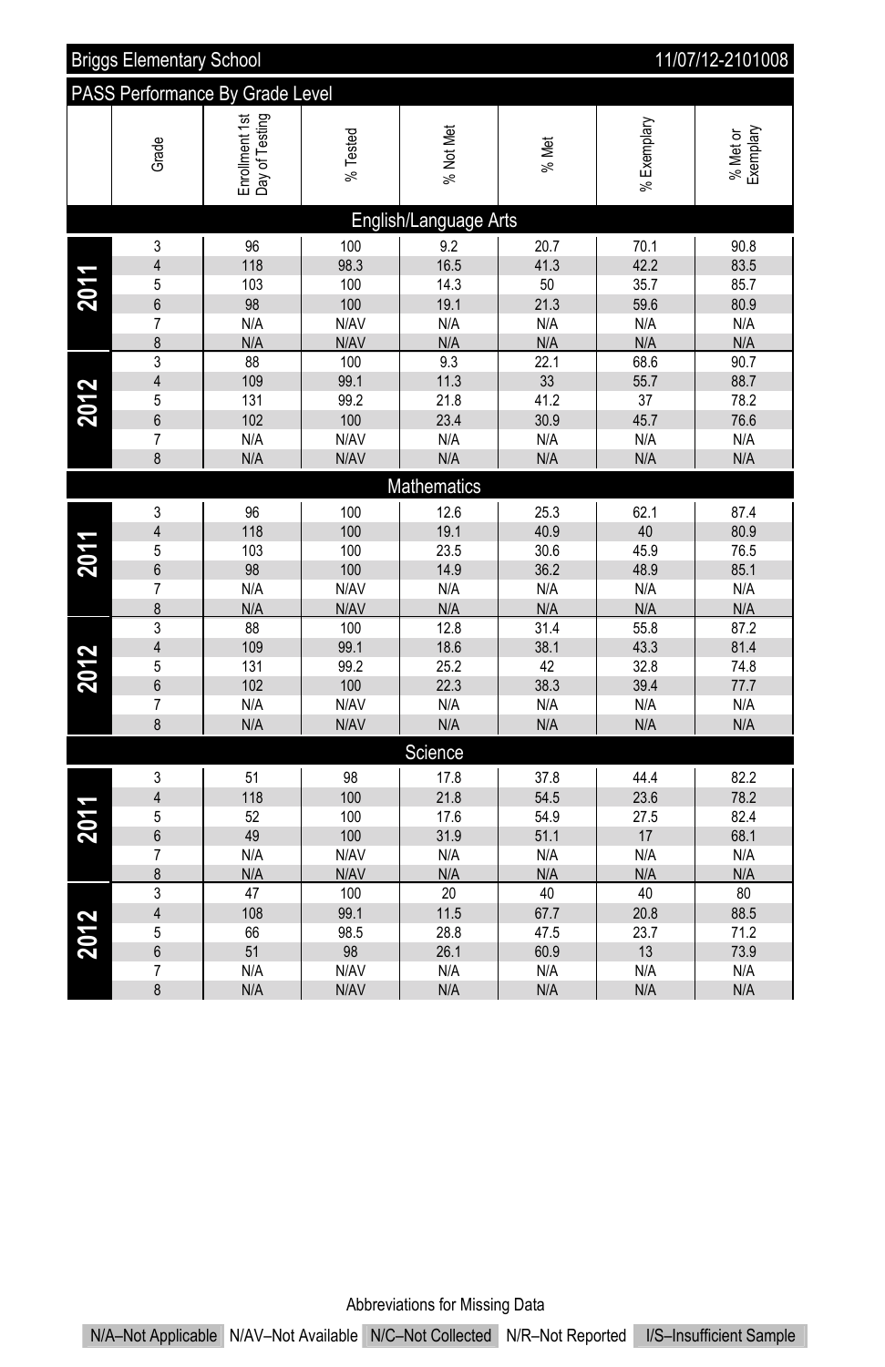Briggs Elementary School — 11/07/12-2101008

## PASS Performance By Grade Level

| | Grade | Enrollment 1st Day of Testing | % Tested | % Not Met | % Met | % Exemplary | % Met or Exemplary |
|---|---|---|---|---|---|---|---|
| **English/Language Arts** | | | | | | | |
| 2011 | 3 | 96 | 100 | 9.2 | 20.7 | 70.1 | 90.8 |
| | 4 | 118 | 98.3 | 16.5 | 41.3 | 42.2 | 83.5 |
| | 5 | 103 | 100 | 14.3 | 50 | 35.7 | 85.7 |
| | 6 | 98 | 100 | 19.1 | 21.3 | 59.6 | 80.9 |
| | 7 | N/A | N/AV | N/A | N/A | N/A | N/A |
| | 8 | N/A | N/AV | N/A | N/A | N/A | N/A |
| 2012 | 3 | 88 | 100 | 9.3 | 22.1 | 68.6 | 90.7 |
| | 4 | 109 | 99.1 | 11.3 | 33 | 55.7 | 88.7 |
| | 5 | 131 | 99.2 | 21.8 | 41.2 | 37 | 78.2 |
| | 6 | 102 | 100 | 23.4 | 30.9 | 45.7 | 76.6 |
| | 7 | N/A | N/AV | N/A | N/A | N/A | N/A |
| | 8 | N/A | N/AV | N/A | N/A | N/A | N/A |
| **Mathematics** | | | | | | | |
| 2011 | 3 | 96 | 100 | 12.6 | 25.3 | 62.1 | 87.4 |
| | 4 | 118 | 100 | 19.1 | 40.9 | 40 | 80.9 |
| | 5 | 103 | 100 | 23.5 | 30.6 | 45.9 | 76.5 |
| | 6 | 98 | 100 | 14.9 | 36.2 | 48.9 | 85.1 |
| | 7 | N/A | N/AV | N/A | N/A | N/A | N/A |
| | 8 | N/A | N/AV | N/A | N/A | N/A | N/A |
| 2012 | 3 | 88 | 100 | 12.8 | 31.4 | 55.8 | 87.2 |
| | 4 | 109 | 99.1 | 18.6 | 38.1 | 43.3 | 81.4 |
| | 5 | 131 | 99.2 | 25.2 | 42 | 32.8 | 74.8 |
| | 6 | 102 | 100 | 22.3 | 38.3 | 39.4 | 77.7 |
| | 7 | N/A | N/AV | N/A | N/A | N/A | N/A |
| | 8 | N/A | N/AV | N/A | N/A | N/A | N/A |
| **Science** | | | | | | | |
| 2011 | 3 | 51 | 98 | 17.8 | 37.8 | 44.4 | 82.2 |
| | 4 | 118 | 100 | 21.8 | 54.5 | 23.6 | 78.2 |
| | 5 | 52 | 100 | 17.6 | 54.9 | 27.5 | 82.4 |
| | 6 | 49 | 100 | 31.9 | 51.1 | 17 | 68.1 |
| | 7 | N/A | N/AV | N/A | N/A | N/A | N/A |
| | 8 | N/A | N/AV | N/A | N/A | N/A | N/A |
| 2012 | 3 | 47 | 100 | 20 | 40 | 40 | 80 |
| | 4 | 108 | 99.1 | 11.5 | 67.7 | 20.8 | 88.5 |
| | 5 | 66 | 98.5 | 28.8 | 47.5 | 23.7 | 71.2 |
| | 6 | 51 | 98 | 26.1 | 60.9 | 13 | 73.9 |
| | 7 | N/A | N/AV | N/A | N/A | N/A | N/A |
| | 8 | N/A | N/AV | N/A | N/A | N/A | N/A |

Abbreviations for Missing Data

N/A–Not Applicable | N/AV–Not Available | N/C–Not Collected | N/R–Not Reported | I/S–Insufficient Sample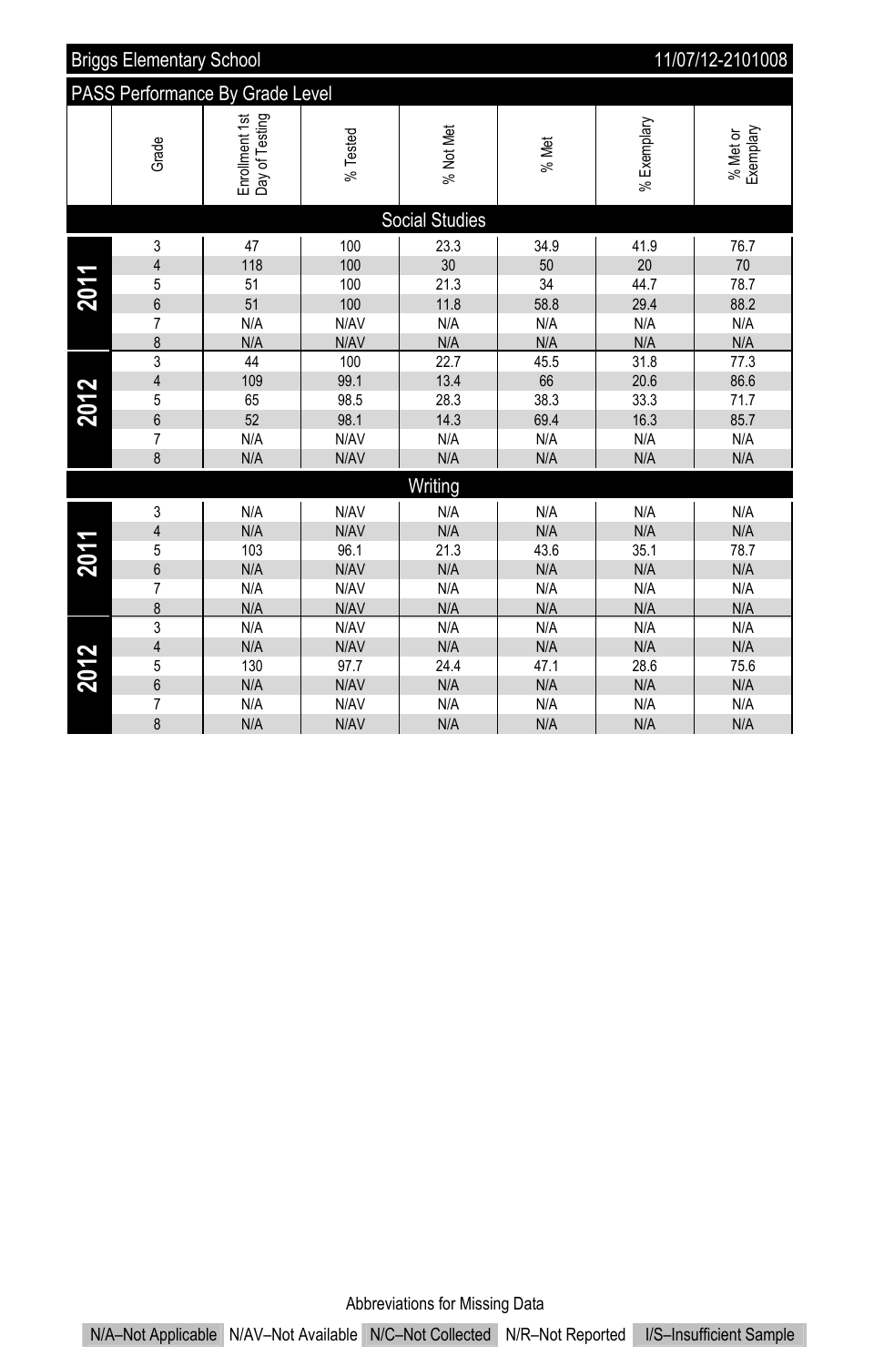## Briggs Elementary School

11/07/12-2101008

### PASS Performance By Grade Level

| | Grade | Enrollment 1st Day of Testing | % Tested | % Not Met | % Met | % Exemplary | % Met or Exemplary |
|---|---|---|---|---|---|---|---|
| **Social Studies** | | | | | | | |
| 2011 | 3 | 47 | 100 | 23.3 | 34.9 | 41.9 | 76.7 |
| | 4 | 118 | 100 | 30 | 50 | 20 | 70 |
| | 5 | 51 | 100 | 21.3 | 34 | 44.7 | 78.7 |
| | 6 | 51 | 100 | 11.8 | 58.8 | 29.4 | 88.2 |
| | 7 | N/A | N/AV | N/A | N/A | N/A | N/A |
| | 8 | N/A | N/AV | N/A | N/A | N/A | N/A |
| 2012 | 3 | 44 | 100 | 22.7 | 45.5 | 31.8 | 77.3 |
| | 4 | 109 | 99.1 | 13.4 | 66 | 20.6 | 86.6 |
| | 5 | 65 | 98.5 | 28.3 | 38.3 | 33.3 | 71.7 |
| | 6 | 52 | 98.1 | 14.3 | 69.4 | 16.3 | 85.7 |
| | 7 | N/A | N/AV | N/A | N/A | N/A | N/A |
| | 8 | N/A | N/AV | N/A | N/A | N/A | N/A |
| **Writing** | | | | | | | |
| 2011 | 3 | N/A | N/AV | N/A | N/A | N/A | N/A |
| | 4 | N/A | N/AV | N/A | N/A | N/A | N/A |
| | 5 | 103 | 96.1 | 21.3 | 43.6 | 35.1 | 78.7 |
| | 6 | N/A | N/AV | N/A | N/A | N/A | N/A |
| | 7 | N/A | N/AV | N/A | N/A | N/A | N/A |
| | 8 | N/A | N/AV | N/A | N/A | N/A | N/A |
| 2012 | 3 | N/A | N/AV | N/A | N/A | N/A | N/A |
| | 4 | N/A | N/AV | N/A | N/A | N/A | N/A |
| | 5 | 130 | 97.7 | 24.4 | 47.1 | 28.6 | 75.6 |
| | 6 | N/A | N/AV | N/A | N/A | N/A | N/A |
| | 7 | N/A | N/AV | N/A | N/A | N/A | N/A |
| | 8 | N/A | N/AV | N/A | N/A | N/A | N/A |

Abbreviations for Missing Data

N/A–Not Applicable | N/AV–Not Available | N/C–Not Collected | N/R–Not Reported | I/S–Insufficient Sample